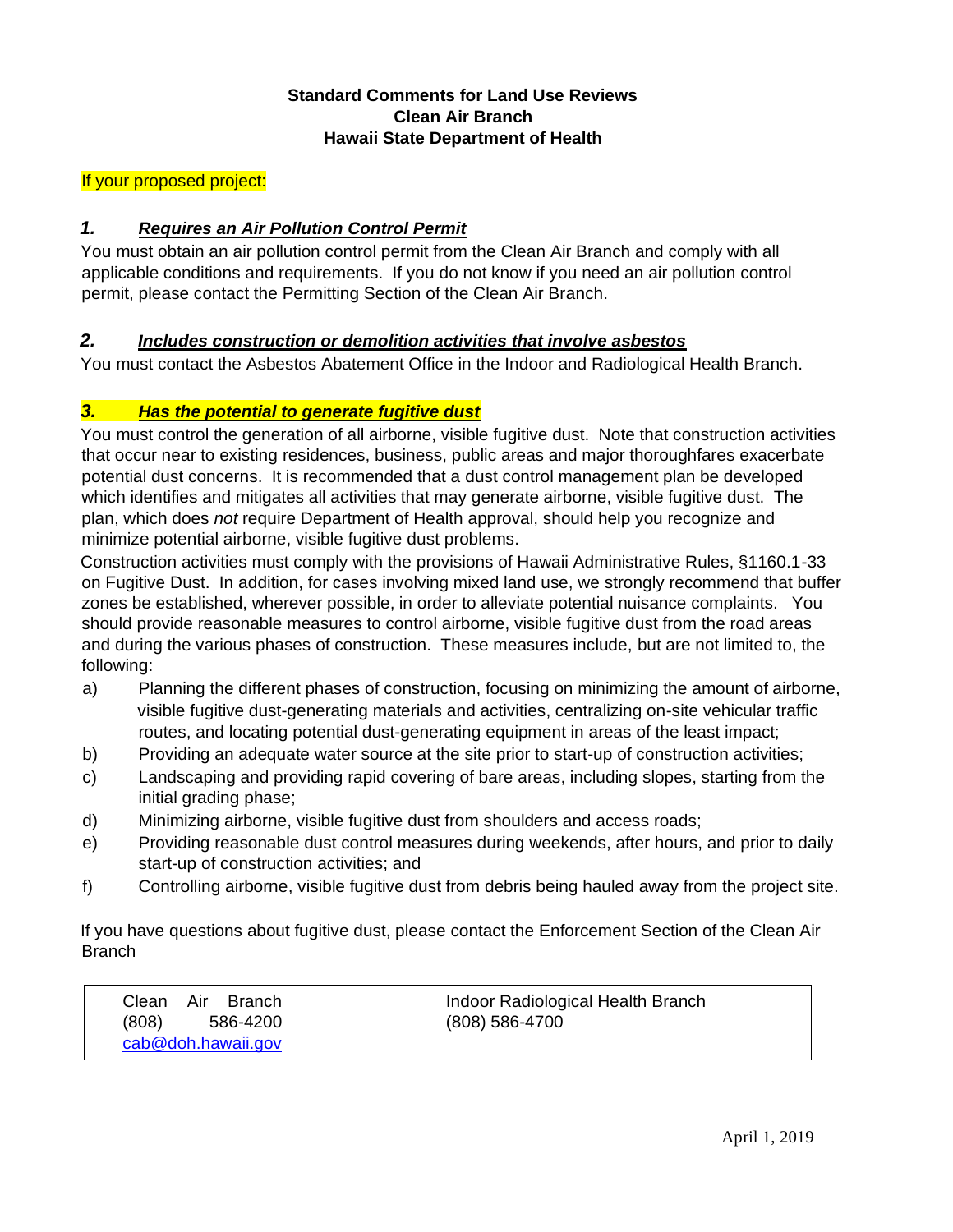**Standard Comments for Land Use Reviews**
**Clean Air Branch**
**Hawaii State Department of Health**

If your proposed project:

### *1. Requires an Air Pollution Control Permit*

You must obtain an air pollution control permit from the Clean Air Branch and comply with all applicable conditions and requirements. If you do not know if you need an air pollution control permit, please contact the Permitting Section of the Clean Air Branch.

### *2. Includes construction or demolition activities that involve asbestos*

You must contact the Asbestos Abatement Office in the Indoor and Radiological Health Branch.

### *3. Has the potential to generate fugitive dust*

You must control the generation of all airborne, visible fugitive dust. Note that construction activities that occur near to existing residences, business, public areas and major thoroughfares exacerbate potential dust concerns. It is recommended that a dust control management plan be developed which identifies and mitigates all activities that may generate airborne, visible fugitive dust. The plan, which does *not* require Department of Health approval, should help you recognize and minimize potential airborne, visible fugitive dust problems.

Construction activities must comply with the provisions of Hawaii Administrative Rules, §1160.1-33 on Fugitive Dust. In addition, for cases involving mixed land use, we strongly recommend that buffer zones be established, wherever possible, in order to alleviate potential nuisance complaints. You should provide reasonable measures to control airborne, visible fugitive dust from the road areas and during the various phases of construction. These measures include, but are not limited to, the following:

a) Planning the different phases of construction, focusing on minimizing the amount of airborne, visible fugitive dust-generating materials and activities, centralizing on-site vehicular traffic routes, and locating potential dust-generating equipment in areas of the least impact;
b) Providing an adequate water source at the site prior to start-up of construction activities;
c) Landscaping and providing rapid covering of bare areas, including slopes, starting from the initial grading phase;
d) Minimizing airborne, visible fugitive dust from shoulders and access roads;
e) Providing reasonable dust control measures during weekends, after hours, and prior to daily start-up of construction activities; and
f) Controlling airborne, visible fugitive dust from debris being hauled away from the project site.

If you have questions about fugitive dust, please contact the Enforcement Section of the Clean Air Branch

| Clean Air Branch<br>(808) 586-4200<br>cab@doh.hawaii.gov | Indoor Radiological Health Branch<br>(808) 586-4700 |
|---|---|

April 1, 2019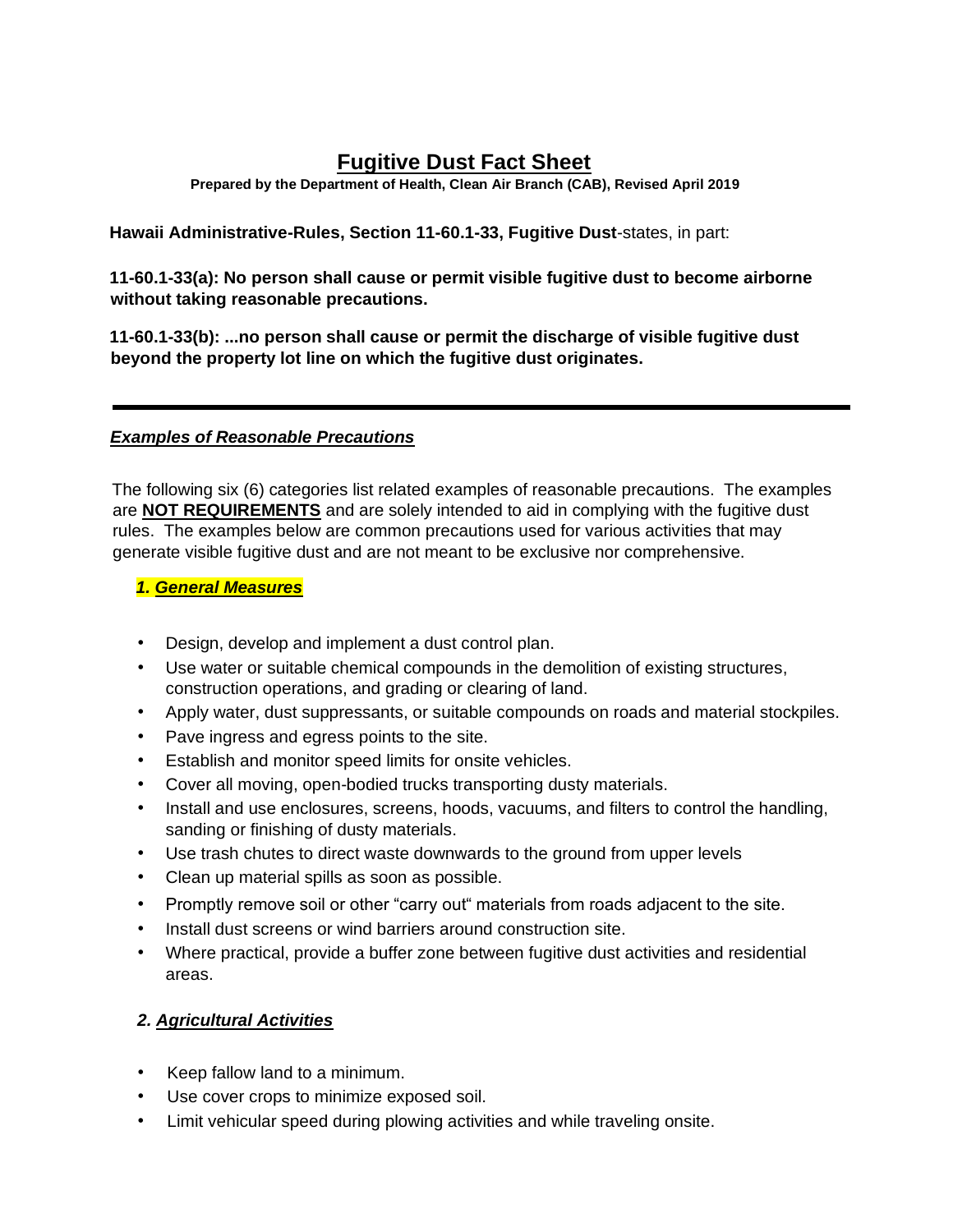# Fugitive Dust Fact Sheet

**Prepared by the Department of Health, Clean Air Branch (CAB), Revised April 2019**

**Hawaii Administrative-Rules, Section 11-60.1-33, Fugitive Dust**-states, in part:

**11-60.1-33(a): No person shall cause or permit visible fugitive dust to become airborne without taking reasonable precautions.**

**11-60.1-33(b): ...no person shall cause or permit the discharge of visible fugitive dust beyond the property lot line on which the fugitive dust originates.**

---

## ***Examples of Reasonable Precautions***

The following six (6) categories list related examples of reasonable precautions. The examples are **NOT REQUIREMENTS** and are solely intended to aid in complying with the fugitive dust rules. The examples below are common precautions used for various activities that may generate visible fugitive dust and are not meant to be exclusive nor comprehensive.

### ***1. General Measures***

- Design, develop and implement a dust control plan.
- Use water or suitable chemical compounds in the demolition of existing structures, construction operations, and grading or clearing of land.
- Apply water, dust suppressants, or suitable compounds on roads and material stockpiles.
- Pave ingress and egress points to the site.
- Establish and monitor speed limits for onsite vehicles.
- Cover all moving, open-bodied trucks transporting dusty materials.
- Install and use enclosures, screens, hoods, vacuums, and filters to control the handling, sanding or finishing of dusty materials.
- Use trash chutes to direct waste downwards to the ground from upper levels
- Clean up material spills as soon as possible.
- Promptly remove soil or other "carry out" materials from roads adjacent to the site.
- Install dust screens or wind barriers around construction site.
- Where practical, provide a buffer zone between fugitive dust activities and residential areas.

### ***2. Agricultural Activities***

- Keep fallow land to a minimum.
- Use cover crops to minimize exposed soil.
- Limit vehicular speed during plowing activities and while traveling onsite.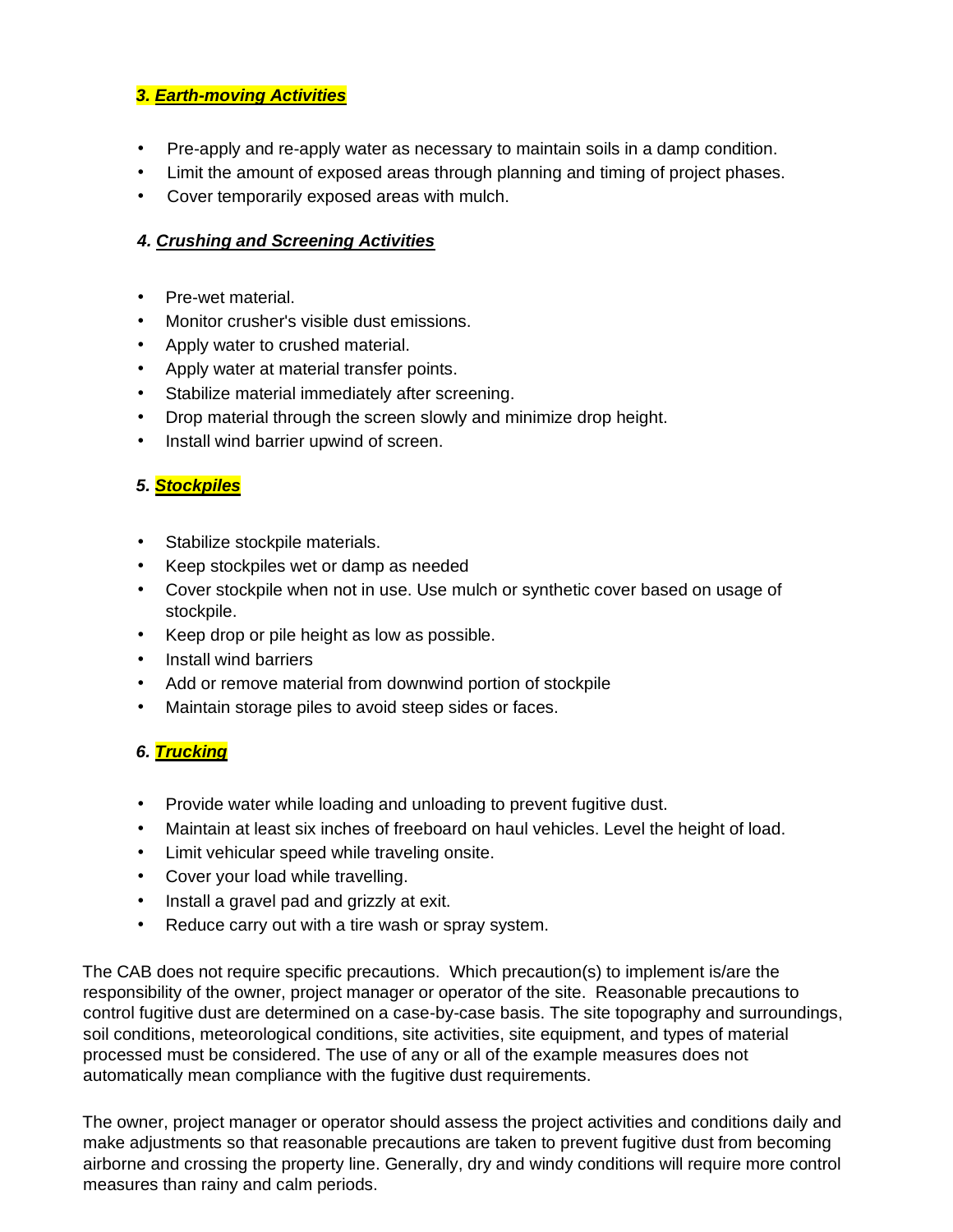### *3. Earth-moving Activities*

- Pre-apply and re-apply water as necessary to maintain soils in a damp condition.
- Limit the amount of exposed areas through planning and timing of project phases.
- Cover temporarily exposed areas with mulch.

### *4. Crushing and Screening Activities*

- Pre-wet material.
- Monitor crusher's visible dust emissions.
- Apply water to crushed material.
- Apply water at material transfer points.
- Stabilize material immediately after screening.
- Drop material through the screen slowly and minimize drop height.
- Install wind barrier upwind of screen.

### *5. Stockpiles*

- Stabilize stockpile materials.
- Keep stockpiles wet or damp as needed
- Cover stockpile when not in use. Use mulch or synthetic cover based on usage of stockpile.
- Keep drop or pile height as low as possible.
- Install wind barriers
- Add or remove material from downwind portion of stockpile
- Maintain storage piles to avoid steep sides or faces.

### *6. Trucking*

- Provide water while loading and unloading to prevent fugitive dust.
- Maintain at least six inches of freeboard on haul vehicles. Level the height of load.
- Limit vehicular speed while traveling onsite.
- Cover your load while travelling.
- Install a gravel pad and grizzly at exit.
- Reduce carry out with a tire wash or spray system.

The CAB does not require specific precautions. Which precaution(s) to implement is/are the responsibility of the owner, project manager or operator of the site. Reasonable precautions to control fugitive dust are determined on a case-by-case basis. The site topography and surroundings, soil conditions, meteorological conditions, site activities, site equipment, and types of material processed must be considered. The use of any or all of the example measures does not automatically mean compliance with the fugitive dust requirements.

The owner, project manager or operator should assess the project activities and conditions daily and make adjustments so that reasonable precautions are taken to prevent fugitive dust from becoming airborne and crossing the property line. Generally, dry and windy conditions will require more control measures than rainy and calm periods.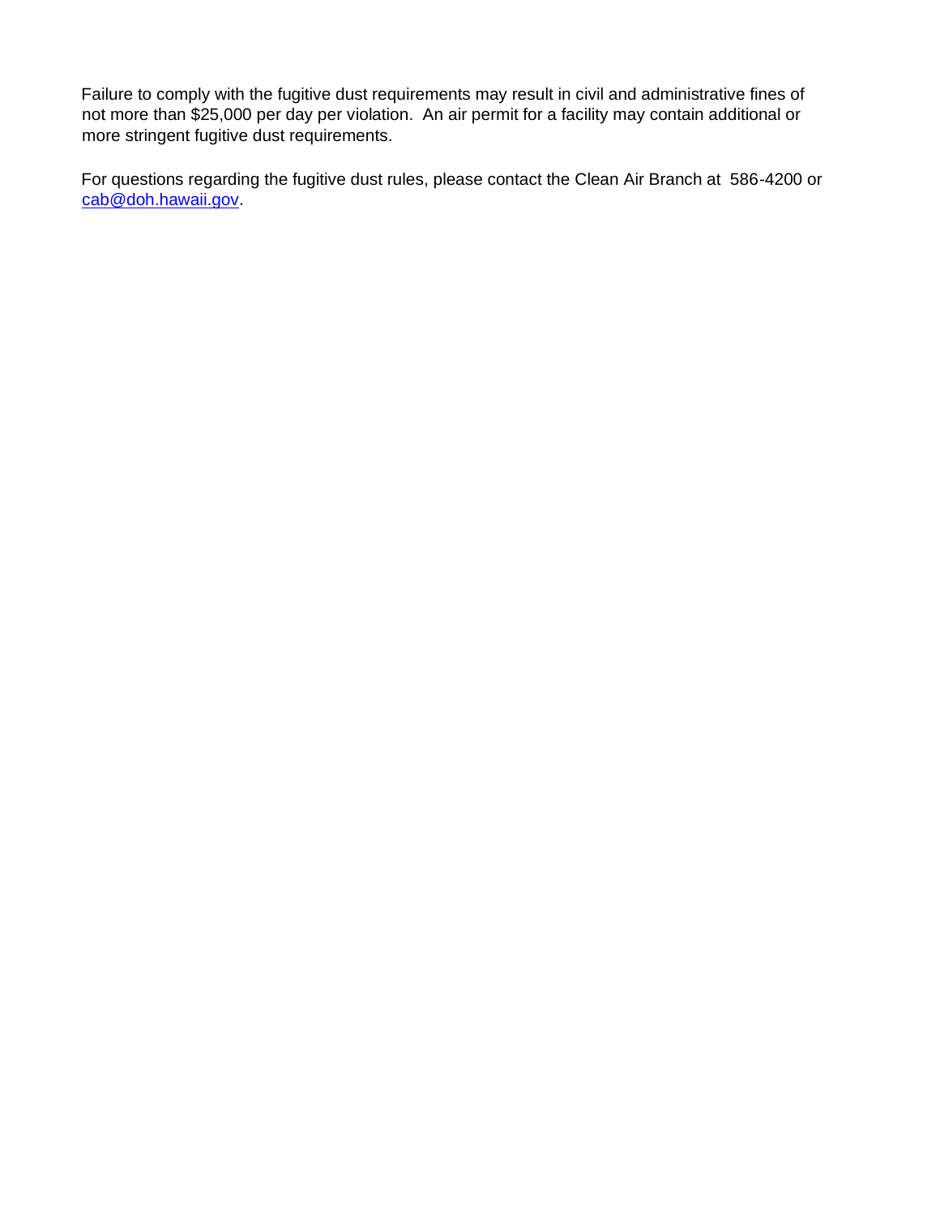Failure to comply with the fugitive dust requirements may result in civil and administrative fines of not more than $25,000 per day per violation. An air permit for a facility may contain additional or more stringent fugitive dust requirements.

For questions regarding the fugitive dust rules, please contact the Clean Air Branch at 586-4200 or cab@doh.hawaii.gov.